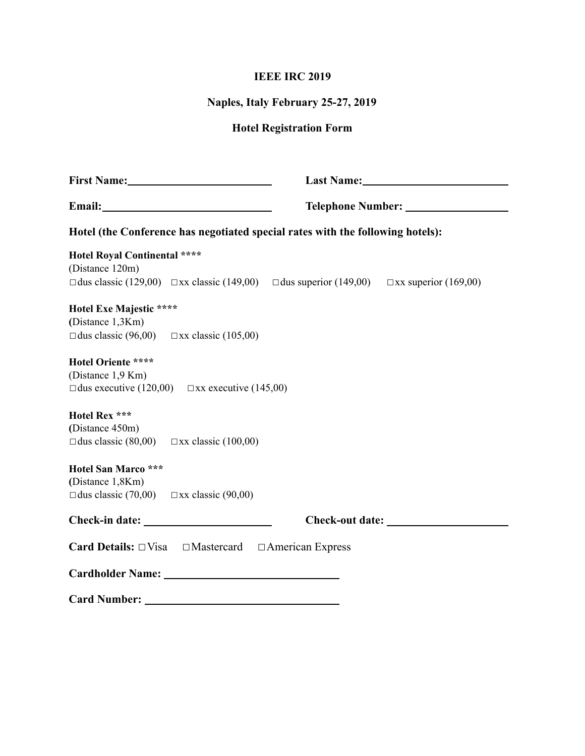**IEEE IRC 2019**

**Naples, Italy February 25-27, 2019**

**Hotel Registration Form**

**First Name:**\_\_\_\_\_\_\_\_\_\_\_\_\_\_\_\_\_\_\_\_\_\_\_\_\_ **Last Name:**\_\_\_\_\_\_\_\_\_\_\_\_\_\_\_\_\_\_\_\_\_\_\_\_\_

**Email:**\_\_\_\_\_\_\_\_\_\_\_\_\_\_\_\_\_\_\_\_\_\_\_\_\_\_\_\_\_ **Telephone Number:** \_\_\_\_\_\_\_\_\_\_\_\_\_\_\_\_\_\_

**Hotel (the Conference has negotiated special rates with the following hotels):**

**Hotel Royal Continental ****

(Distance 120m)

□dus classic (129,00) □xx classic (149,00) □dus superior (149,00) □xx superior (169,00)

**Hotel Exe Majestic ****

(Distance 1,3Km)

□dus classic (96,00) □xx classic (105,00)

**Hotel Oriente ****

(Distance 1,9 Km)

□dus executive (120,00) □xx executive (145,00)

**Hotel Rex *****

(Distance 450m)

□dus classic (80,00) □xx classic (100,00)

**Hotel San Marco *****

(Distance 1,8Km)

□dus classic (70,00) □xx classic (90,00)

**Check-in date:** \_\_\_\_\_\_\_\_\_\_\_\_\_\_\_\_\_\_\_\_\_\_ **Check-out date:** \_\_\_\_\_\_\_\_\_\_\_\_\_\_\_\_\_\_\_\_\_\_

**Card Details:** □Visa □Mastercard □American Express

**Cardholder Name:** \_\_\_\_\_\_\_\_\_\_\_\_\_\_\_\_\_\_\_\_\_\_\_\_\_\_\_\_\_\_

**Card Number:** \_\_\_\_\_\_\_\_\_\_\_\_\_\_\_\_\_\_\_\_\_\_\_\_\_\_\_\_\_\_\_\_\_\_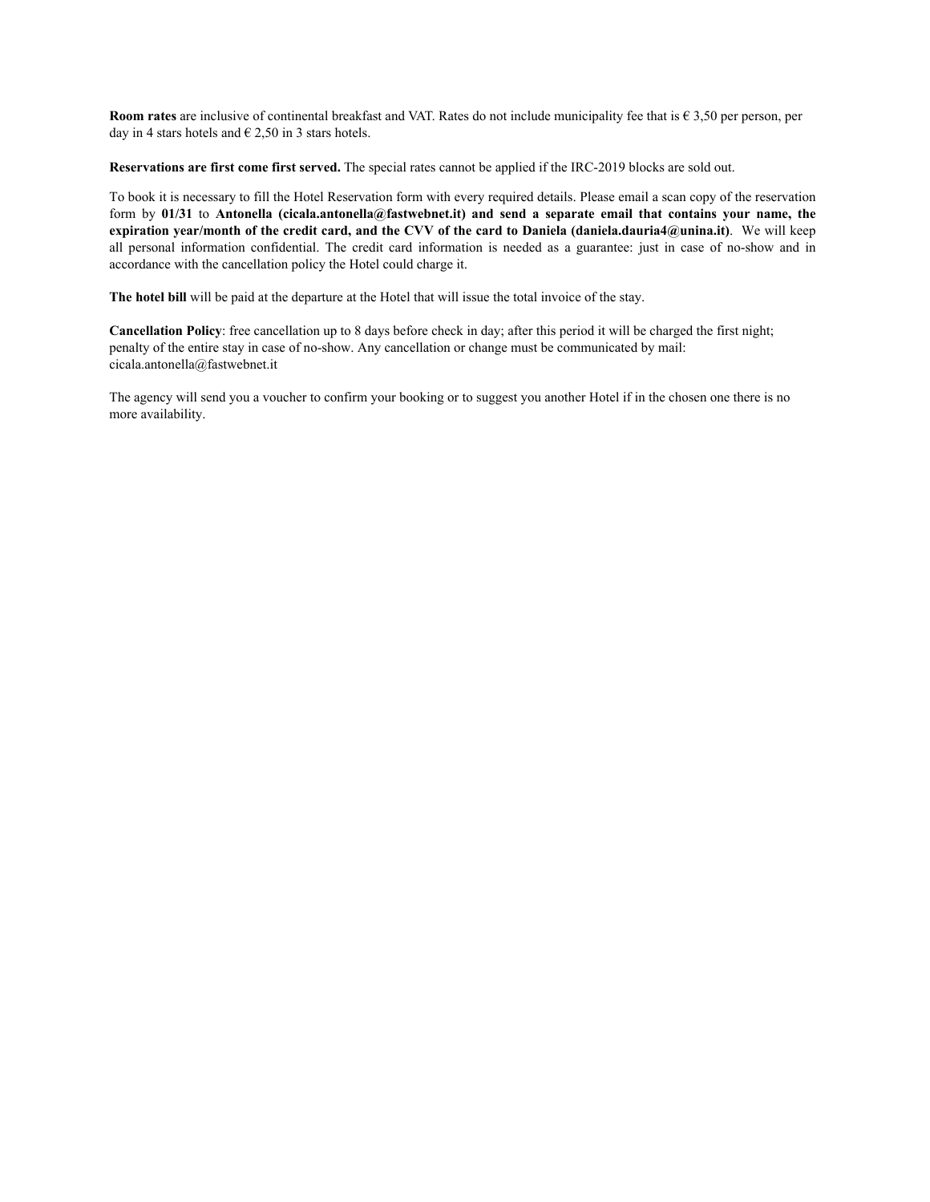**Room rates** are inclusive of continental breakfast and VAT. Rates do not include municipality fee that is € 3,50 per person, per day in 4 stars hotels and € 2,50 in 3 stars hotels.

**Reservations are first come first served.** The special rates cannot be applied if the IRC-2019 blocks are sold out.

To book it is necessary to fill the Hotel Reservation form with every required details. Please email a scan copy of the reservation form by **01/31** to **Antonella (cicala.antonella@fastwebnet.it) and send a separate email that contains your name, the expiration year/month of the credit card, and the CVV of the card to Daniela (daniela.dauria4@unina.it)**. We will keep all personal information confidential. The credit card information is needed as a guarantee: just in case of no-show and in accordance with the cancellation policy the Hotel could charge it.

**The hotel bill** will be paid at the departure at the Hotel that will issue the total invoice of the stay.

**Cancellation Policy**: free cancellation up to 8 days before check in day; after this period it will be charged the first night; penalty of the entire stay in case of no-show. Any cancellation or change must be communicated by mail: cicala.antonella@fastwebnet.it

The agency will send you a voucher to confirm your booking or to suggest you another Hotel if in the chosen one there is no more availability.